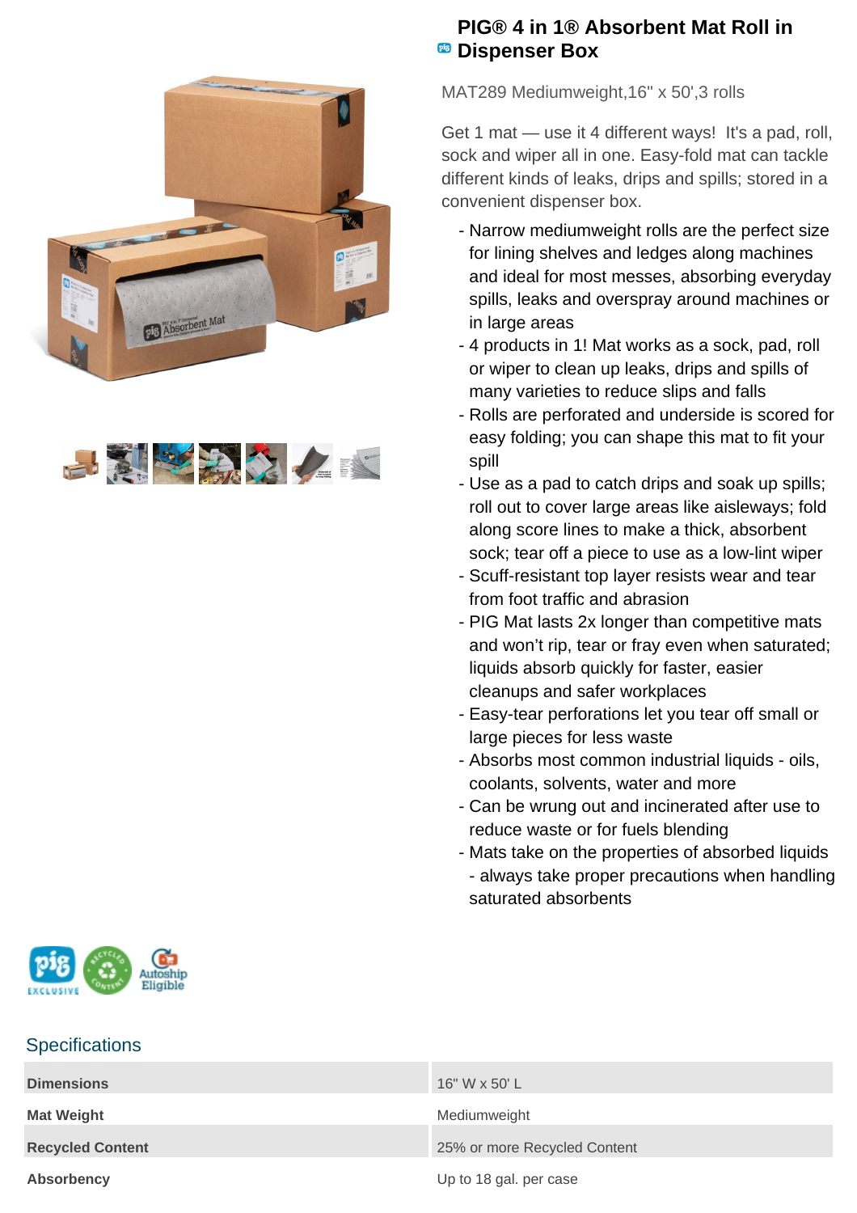# PIG® 4 in 1® Absorbent Mat Roll in Dispenser Box

MAT289 Mediumweight,16" x 50',3 rolls

Get 1 mat — use it 4 different ways! It's a pad, roll, sock and wiper all in one. Easy-fold mat can tackle different kinds of leaks, drips and spills; stored in a convenient dispenser box.

- Narrow mediumweight rolls are the perfect size for lining shelves and ledges along machines and ideal for most messes, absorbing everyday spills, leaks and overspray around machines or in large areas
- 4 products in 1! Mat works as a sock, pad, roll or wiper to clean up leaks, drips and spills of many varieties to reduce slips and falls
- Rolls are perforated and underside is scored for easy folding; you can shape this mat to fit your spill
- Use as a pad to catch drips and soak up spills; roll out to cover large areas like aisleways; fold along score lines to make a thick, absorbent sock; tear off a piece to use as a low-lint wiper
- Scuff-resistant top layer resists wear and tear from foot traffic and abrasion
- PIG Mat lasts 2x longer than competitive mats and won't rip, tear or fray even when saturated; liquids absorb quickly for faster, easier cleanups and safer workplaces
- Easy-tear perforations let you tear off small or large pieces for less waste
- Absorbs most common industrial liquids - oils, coolants, solvents, water and more
- Can be wrung out and incinerated after use to reduce waste or for fuels blending
- Mats take on the properties of absorbed liquids - always take proper precautions when handling saturated absorbents

## Specifications

| | |
|---|---|
| **Dimensions** | 16" W x 50' L |
| **Mat Weight** | Mediumweight |
| **Recycled Content** | 25% or more Recycled Content |
| **Absorbency** | Up to 18 gal. per case |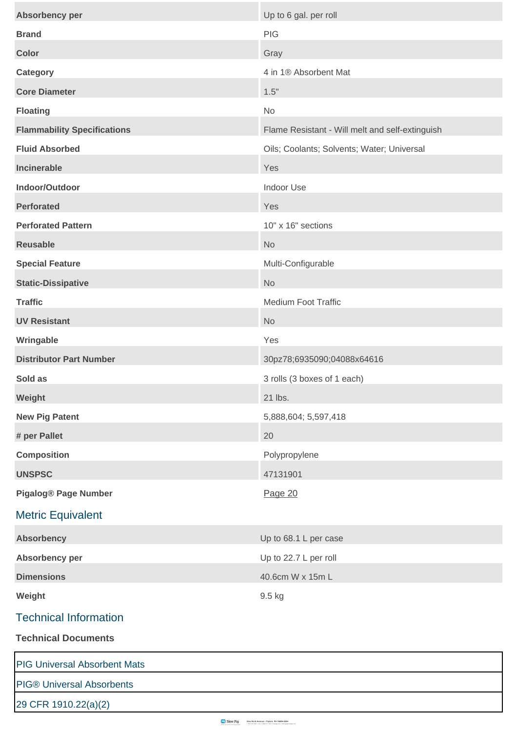| | |
|---|---|
| **Absorbency per** | Up to 6 gal. per roll |
| **Brand** | PIG |
| **Color** | Gray |
| **Category** | 4 in 1® Absorbent Mat |
| **Core Diameter** | 1.5" |
| **Floating** | No |
| **Flammability Specifications** | Flame Resistant - Will melt and self-extinguish |
| **Fluid Absorbed** | Oils; Coolants; Solvents; Water; Universal |
| **Incinerable** | Yes |
| **Indoor/Outdoor** | Indoor Use |
| **Perforated** | Yes |
| **Perforated Pattern** | 10" x 16" sections |
| **Reusable** | No |
| **Special Feature** | Multi-Configurable |
| **Static-Dissipative** | No |
| **Traffic** | Medium Foot Traffic |
| **UV Resistant** | No |
| **Wringable** | Yes |
| **Distributor Part Number** | 30pz78;6935090;04088x64616 |
| **Sold as** | 3 rolls (3 boxes of 1 each) |
| **Weight** | 21 lbs. |
| **New Pig Patent** | 5,888,604; 5,597,418 |
| **# per Pallet** | 20 |
| **Composition** | Polypropylene |
| **UNSPSC** | 47131901 |
| **Pigalog® Page Number** | Page 20 |

## Metric Equivalent

| | |
|---|---|
| **Absorbency** | Up to 68.1 L per case |
| **Absorbency per** | Up to 22.7 L per roll |
| **Dimensions** | 40.6cm W x 15m L |
| **Weight** | 9.5 kg |

## Technical Information

### Technical Documents

| |
|---|
| PIG Universal Absorbent Mats |
| PIG® Universal Absorbents |
| 29 CFR 1910.22(a)(2) |